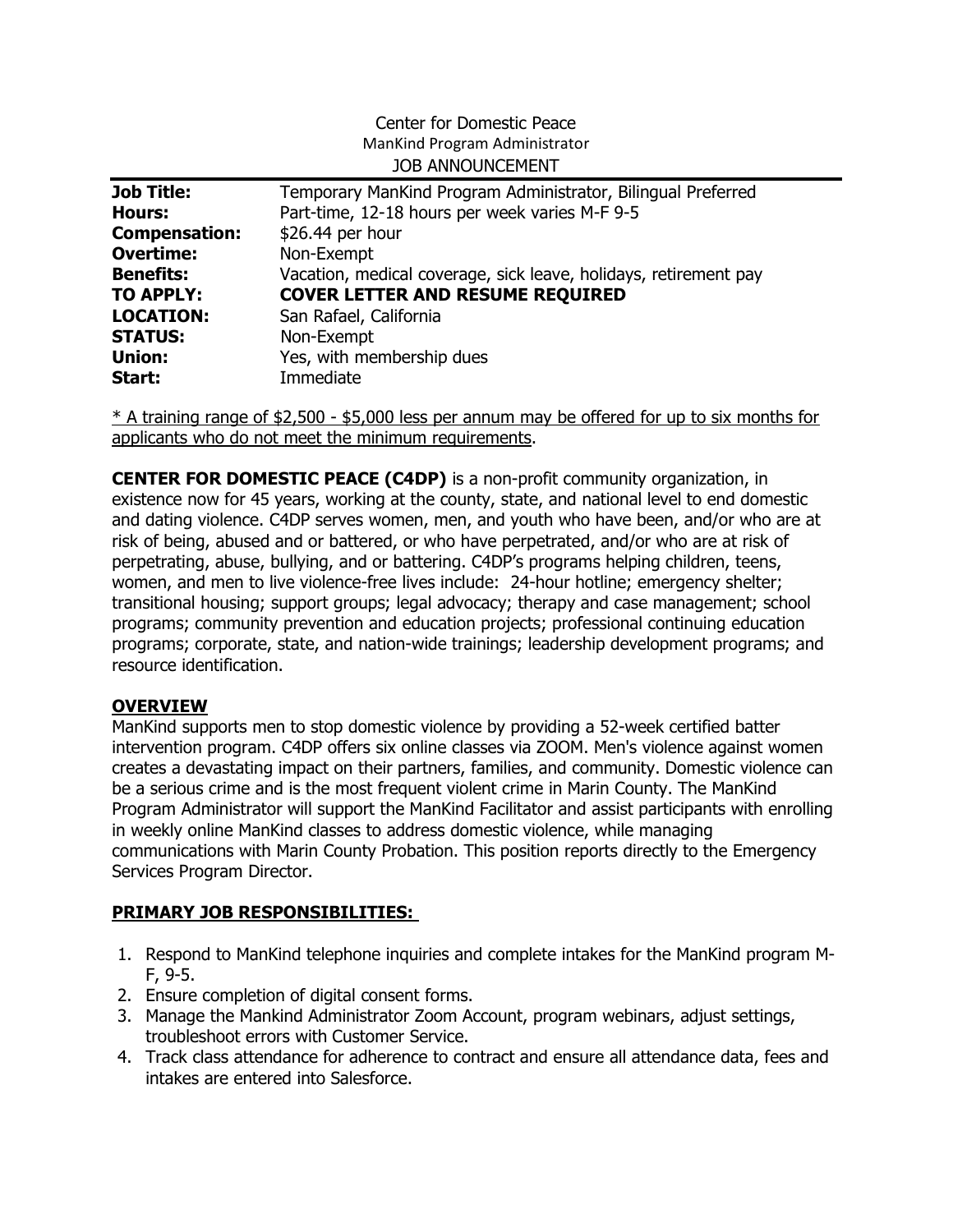# Center for Domestic Peace

## ManKind Program Administrator

JOB ANNOUNCEMENT

| | |
|---|---|
| **Job Title:** | Temporary ManKind Program Administrator, Bilingual Preferred |
| **Hours:** | Part-time, 12-18 hours per week varies M-F 9-5 |
| **Compensation:** | $26.44 per hour |
| **Overtime:** | Non-Exempt |
| **Benefits:** | Vacation, medical coverage, sick leave, holidays, retirement pay |
| **TO APPLY:** | **COVER LETTER AND RESUME REQUIRED** |
| **LOCATION:** | San Rafael, California |
| **STATUS:** | Non-Exempt |
| **Union:** | Yes, with membership dues |
| **Start:** | Immediate |

<u>* A training range of $2,500 - $5,000 less per annum may be offered for up to six months for applicants who do not meet the minimum requirements</u>.

**CENTER FOR DOMESTIC PEACE (C4DP)** is a non-profit community organization, in existence now for 45 years, working at the county, state, and national level to end domestic and dating violence. C4DP serves women, men, and youth who have been, and/or who are at risk of being, abused and or battered, or who have perpetrated, and/or who are at risk of perpetrating, abuse, bullying, and or battering. C4DP's programs helping children, teens, women, and men to live violence-free lives include: 24-hour hotline; emergency shelter; transitional housing; support groups; legal advocacy; therapy and case management; school programs; community prevention and education projects; professional continuing education programs; corporate, state, and nation-wide trainings; leadership development programs; and resource identification.

## OVERVIEW

ManKind supports men to stop domestic violence by providing a 52-week certified batter intervention program. C4DP offers six online classes via ZOOM. Men's violence against women creates a devastating impact on their partners, families, and community. Domestic violence can be a serious crime and is the most frequent violent crime in Marin County. The ManKind Program Administrator will support the ManKind Facilitator and assist participants with enrolling in weekly online ManKind classes to address domestic violence, while managing communications with Marin County Probation. This position reports directly to the Emergency Services Program Director.

## PRIMARY JOB RESPONSIBILITIES:

1. Respond to ManKind telephone inquiries and complete intakes for the ManKind program M-F, 9-5.
2. Ensure completion of digital consent forms.
3. Manage the Mankind Administrator Zoom Account, program webinars, adjust settings, troubleshoot errors with Customer Service.
4. Track class attendance for adherence to contract and ensure all attendance data, fees and intakes are entered into Salesforce.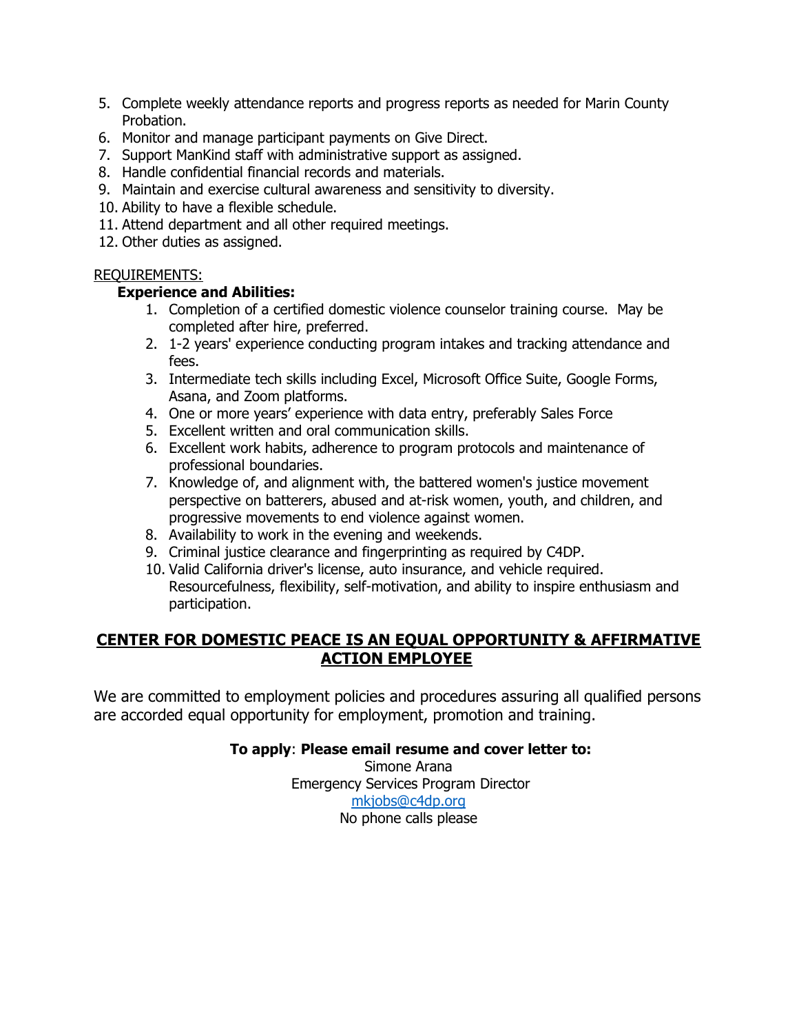5. Complete weekly attendance reports and progress reports as needed for Marin County Probation.
6. Monitor and manage participant payments on Give Direct.
7. Support ManKind staff with administrative support as assigned.
8. Handle confidential financial records and materials.
9. Maintain and exercise cultural awareness and sensitivity to diversity.
10. Ability to have a flexible schedule.
11. Attend department and all other required meetings.
12. Other duties as assigned.

REQUIREMENTS:

**Experience and Abilities:**

1. Completion of a certified domestic violence counselor training course. May be completed after hire, preferred.
2. 1-2 years' experience conducting program intakes and tracking attendance and fees.
3. Intermediate tech skills including Excel, Microsoft Office Suite, Google Forms, Asana, and Zoom platforms.
4. One or more years' experience with data entry, preferably Sales Force
5. Excellent written and oral communication skills.
6. Excellent work habits, adherence to program protocols and maintenance of professional boundaries.
7. Knowledge of, and alignment with, the battered women's justice movement perspective on batterers, abused and at-risk women, youth, and children, and progressive movements to end violence against women.
8. Availability to work in the evening and weekends.
9. Criminal justice clearance and fingerprinting as required by C4DP.
10. Valid California driver's license, auto insurance, and vehicle required. Resourcefulness, flexibility, self-motivation, and ability to inspire enthusiasm and participation.

## CENTER FOR DOMESTIC PEACE IS AN EQUAL OPPORTUNITY & AFFIRMATIVE ACTION EMPLOYEE

We are committed to employment policies and procedures assuring all qualified persons are accorded equal opportunity for employment, promotion and training.

**To apply**: **Please email resume and cover letter to:**

Simone Arana

Emergency Services Program Director

mkjobs@c4dp.org

No phone calls please